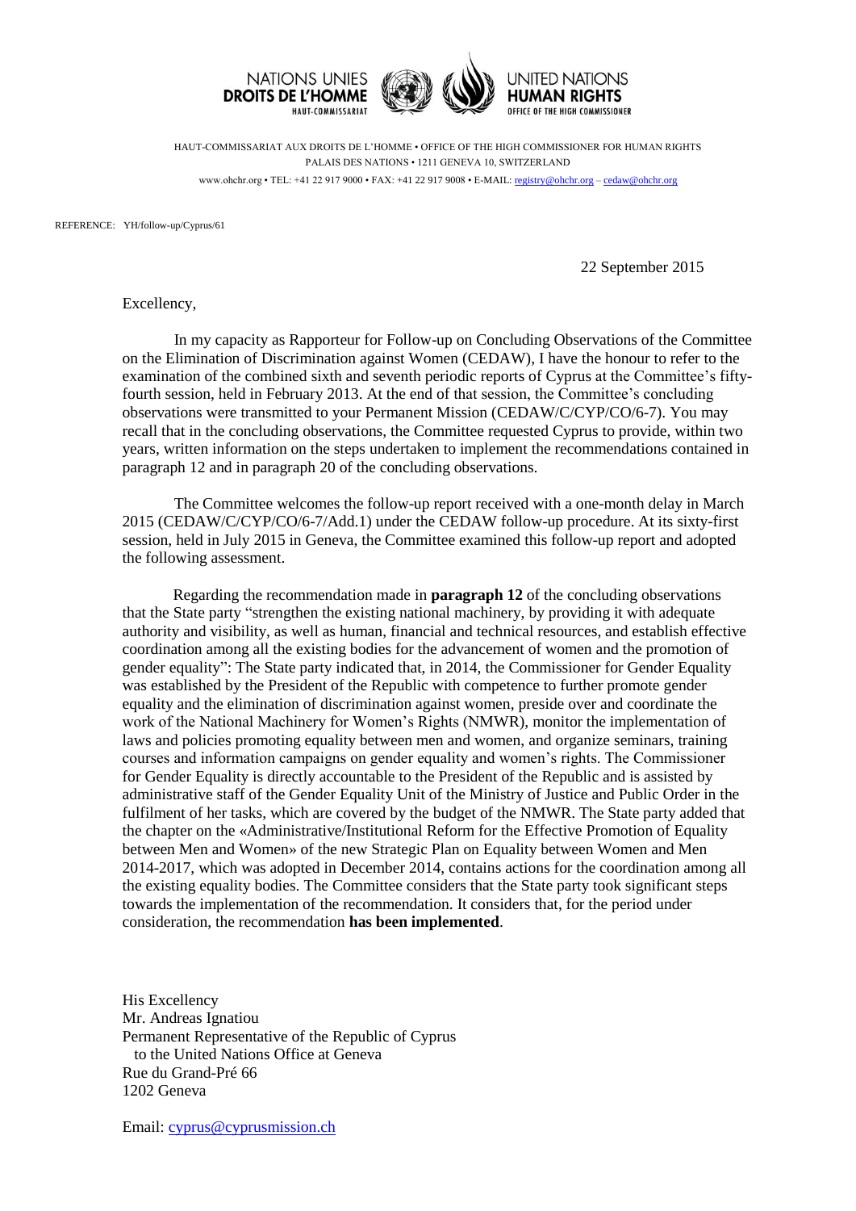NATIONS UNIES
**DROITS DE L'HOMME**
HAUT-COMMISSARIAT

UNITED NATIONS
**HUMAN RIGHTS**
OFFICE OF THE HIGH COMMISSIONER

HAUT-COMMISSARIAT AUX DROITS DE L'HOMME • OFFICE OF THE HIGH COMMISSIONER FOR HUMAN RIGHTS
PALAIS DES NATIONS • 1211 GENEVA 10, SWITZERLAND
www.ohchr.org • TEL: +41 22 917 9000 • FAX: +41 22 917 9008 • E-MAIL: registry@ohchr.org – cedaw@ohchr.org

REFERENCE: YH/follow-up/Cyprus/61

22 September 2015

Excellency,

In my capacity as Rapporteur for Follow-up on Concluding Observations of the Committee on the Elimination of Discrimination against Women (CEDAW), I have the honour to refer to the examination of the combined sixth and seventh periodic reports of Cyprus at the Committee's fifty-fourth session, held in February 2013. At the end of that session, the Committee's concluding observations were transmitted to your Permanent Mission (CEDAW/C/CYP/CO/6-7). You may recall that in the concluding observations, the Committee requested Cyprus to provide, within two years, written information on the steps undertaken to implement the recommendations contained in paragraph 12 and in paragraph 20 of the concluding observations.

The Committee welcomes the follow-up report received with a one-month delay in March 2015 (CEDAW/C/CYP/CO/6-7/Add.1) under the CEDAW follow-up procedure. At its sixty-first session, held in July 2015 in Geneva, the Committee examined this follow-up report and adopted the following assessment.

Regarding the recommendation made in **paragraph 12** of the concluding observations that the State party "strengthen the existing national machinery, by providing it with adequate authority and visibility, as well as human, financial and technical resources, and establish effective coordination among all the existing bodies for the advancement of women and the promotion of gender equality": The State party indicated that, in 2014, the Commissioner for Gender Equality was established by the President of the Republic with competence to further promote gender equality and the elimination of discrimination against women, preside over and coordinate the work of the National Machinery for Women's Rights (NMWR), monitor the implementation of laws and policies promoting equality between men and women, and organize seminars, training courses and information campaigns on gender equality and women's rights. The Commissioner for Gender Equality is directly accountable to the President of the Republic and is assisted by administrative staff of the Gender Equality Unit of the Ministry of Justice and Public Order in the fulfilment of her tasks, which are covered by the budget of the NMWR. The State party added that the chapter on the «Administrative/Institutional Reform for the Effective Promotion of Equality between Men and Women» of the new Strategic Plan on Equality between Women and Men 2014-2017, which was adopted in December 2014, contains actions for the coordination among all the existing equality bodies. The Committee considers that the State party took significant steps towards the implementation of the recommendation. It considers that, for the period under consideration, the recommendation **has been implemented**.

His Excellency
Mr. Andreas Ignatiou
Permanent Representative of the Republic of Cyprus
to the United Nations Office at Geneva
Rue du Grand-Pré 66
1202 Geneva

Email: cyprus@cyprusmission.ch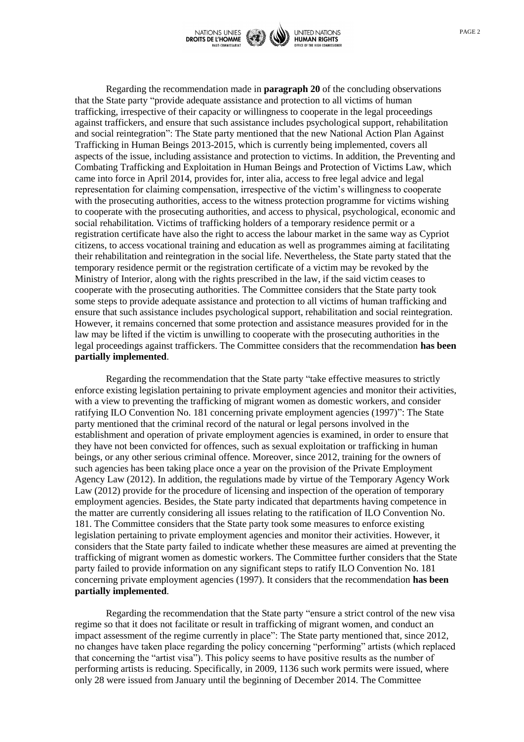Regarding the recommendation made in **paragraph 20** of the concluding observations that the State party "provide adequate assistance and protection to all victims of human trafficking, irrespective of their capacity or willingness to cooperate in the legal proceedings against traffickers, and ensure that such assistance includes psychological support, rehabilitation and social reintegration": The State party mentioned that the new National Action Plan Against Trafficking in Human Beings 2013-2015, which is currently being implemented, covers all aspects of the issue, including assistance and protection to victims. In addition, the Preventing and Combating Trafficking and Exploitation in Human Beings and Protection of Victims Law, which came into force in April 2014, provides for, inter alia, access to free legal advice and legal representation for claiming compensation, irrespective of the victim's willingness to cooperate with the prosecuting authorities, access to the witness protection programme for victims wishing to cooperate with the prosecuting authorities, and access to physical, psychological, economic and social rehabilitation. Victims of trafficking holders of a temporary residence permit or a registration certificate have also the right to access the labour market in the same way as Cypriot citizens, to access vocational training and education as well as programmes aiming at facilitating their rehabilitation and reintegration in the social life. Nevertheless, the State party stated that the temporary residence permit or the registration certificate of a victim may be revoked by the Ministry of Interior, along with the rights prescribed in the law, if the said victim ceases to cooperate with the prosecuting authorities. The Committee considers that the State party took some steps to provide adequate assistance and protection to all victims of human trafficking and ensure that such assistance includes psychological support, rehabilitation and social reintegration. However, it remains concerned that some protection and assistance measures provided for in the law may be lifted if the victim is unwilling to cooperate with the prosecuting authorities in the legal proceedings against traffickers. The Committee considers that the recommendation **has been partially implemented**.

Regarding the recommendation that the State party "take effective measures to strictly enforce existing legislation pertaining to private employment agencies and monitor their activities, with a view to preventing the trafficking of migrant women as domestic workers, and consider ratifying ILO Convention No. 181 concerning private employment agencies (1997)": The State party mentioned that the criminal record of the natural or legal persons involved in the establishment and operation of private employment agencies is examined, in order to ensure that they have not been convicted for offences, such as sexual exploitation or trafficking in human beings, or any other serious criminal offence. Moreover, since 2012, training for the owners of such agencies has been taking place once a year on the provision of the Private Employment Agency Law (2012). In addition, the regulations made by virtue of the Temporary Agency Work Law (2012) provide for the procedure of licensing and inspection of the operation of temporary employment agencies. Besides, the State party indicated that departments having competence in the matter are currently considering all issues relating to the ratification of ILO Convention No. 181. The Committee considers that the State party took some measures to enforce existing legislation pertaining to private employment agencies and monitor their activities. However, it considers that the State party failed to indicate whether these measures are aimed at preventing the trafficking of migrant women as domestic workers. The Committee further considers that the State party failed to provide information on any significant steps to ratify ILO Convention No. 181 concerning private employment agencies (1997). It considers that the recommendation **has been partially implemented**.

Regarding the recommendation that the State party "ensure a strict control of the new visa regime so that it does not facilitate or result in trafficking of migrant women, and conduct an impact assessment of the regime currently in place": The State party mentioned that, since 2012, no changes have taken place regarding the policy concerning "performing" artists (which replaced that concerning the "artist visa"). This policy seems to have positive results as the number of performing artists is reducing. Specifically, in 2009, 1136 such work permits were issued, where only 28 were issued from January until the beginning of December 2014. The Committee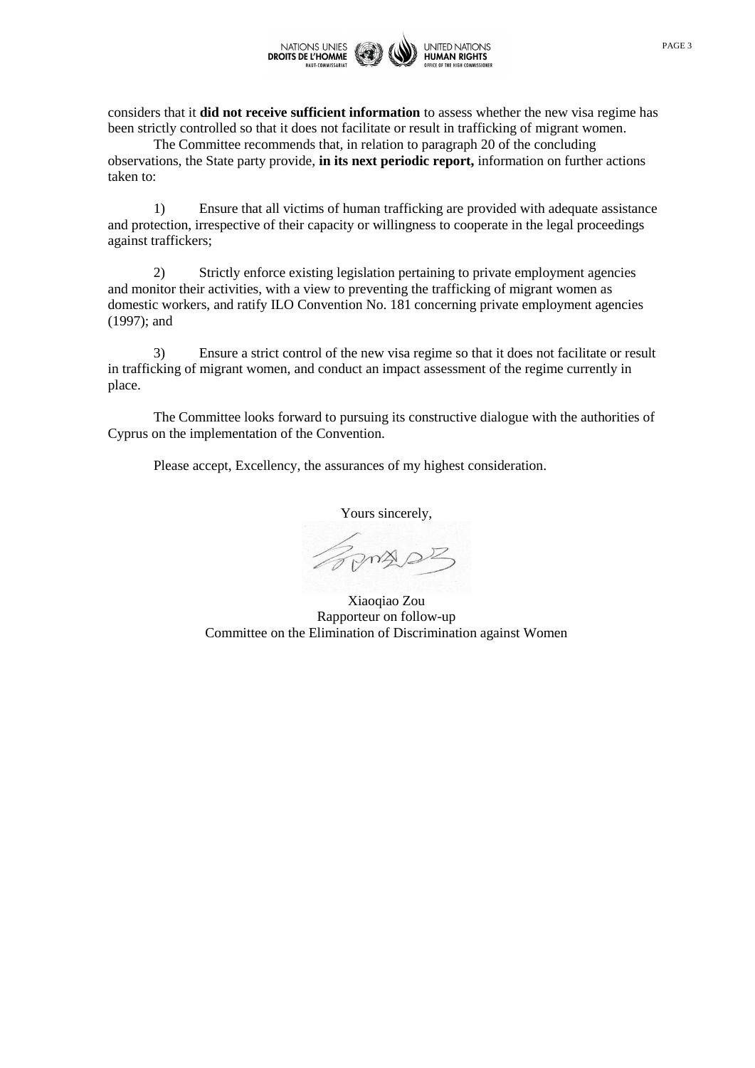considers that it **did not receive sufficient information** to assess whether the new visa regime has been strictly controlled so that it does not facilitate or result in trafficking of migrant women.

The Committee recommends that, in relation to paragraph 20 of the concluding observations, the State party provide, **in its next periodic report,** information on further actions taken to:

1) Ensure that all victims of human trafficking are provided with adequate assistance and protection, irrespective of their capacity or willingness to cooperate in the legal proceedings against traffickers;

2) Strictly enforce existing legislation pertaining to private employment agencies and monitor their activities, with a view to preventing the trafficking of migrant women as domestic workers, and ratify ILO Convention No. 181 concerning private employment agencies (1997); and

3) Ensure a strict control of the new visa regime so that it does not facilitate or result in trafficking of migrant women, and conduct an impact assessment of the regime currently in place.

The Committee looks forward to pursuing its constructive dialogue with the authorities of Cyprus on the implementation of the Convention.

Please accept, Excellency, the assurances of my highest consideration.

Yours sincerely,

Xiaoqiao Zou
Rapporteur on follow-up
Committee on the Elimination of Discrimination against Women